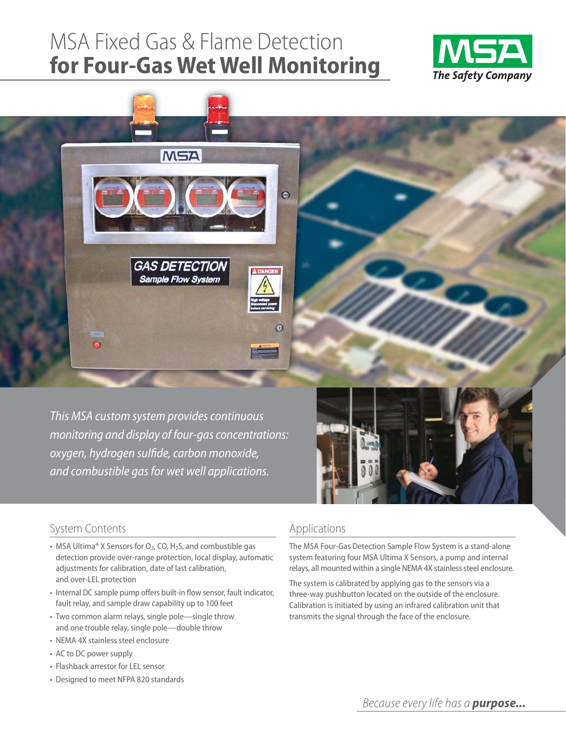# MSA Fixed Gas & Flame Detection **for Four-Gas Wet Well Monitoring**

*This MSA custom system provides continuous monitoring and display of four-gas concentrations: oxygen, hydrogen sulfide, carbon monoxide, and combustible gas for wet well applications.*

## System Contents

- MSA Ultima® X Sensors for $O_2$, CO, $H_2S$, and combustible gas detection provide over-range protection, local display, automatic adjustments for calibration, date of last calibration, and over-LEL protection
- Internal DC sample pump offers built-in flow sensor, fault indicator, fault relay, and sample draw capability up to 100 feet
- Two common alarm relays, single pole—single throw and one trouble relay, single pole—double throw
- NEMA 4X stainless steel enclosure
- AC to DC power supply
- Flashback arrestor for LEL sensor
- Designed to meet NFPA 820 standards

## Applications

The MSA Four-Gas Detection Sample Flow System is a stand-alone system featuring four MSA Ultima X Sensors, a pump and internal relays, all mounted within a single NEMA 4X stainless steel enclosure.

The system is calibrated by applying gas to the sensors via a three-way pushbutton located on the outside of the enclosure. Calibration is initiated by using an infrared calibration unit that transmits the signal through the face of the enclosure.

*Because every life has a* ***purpose...***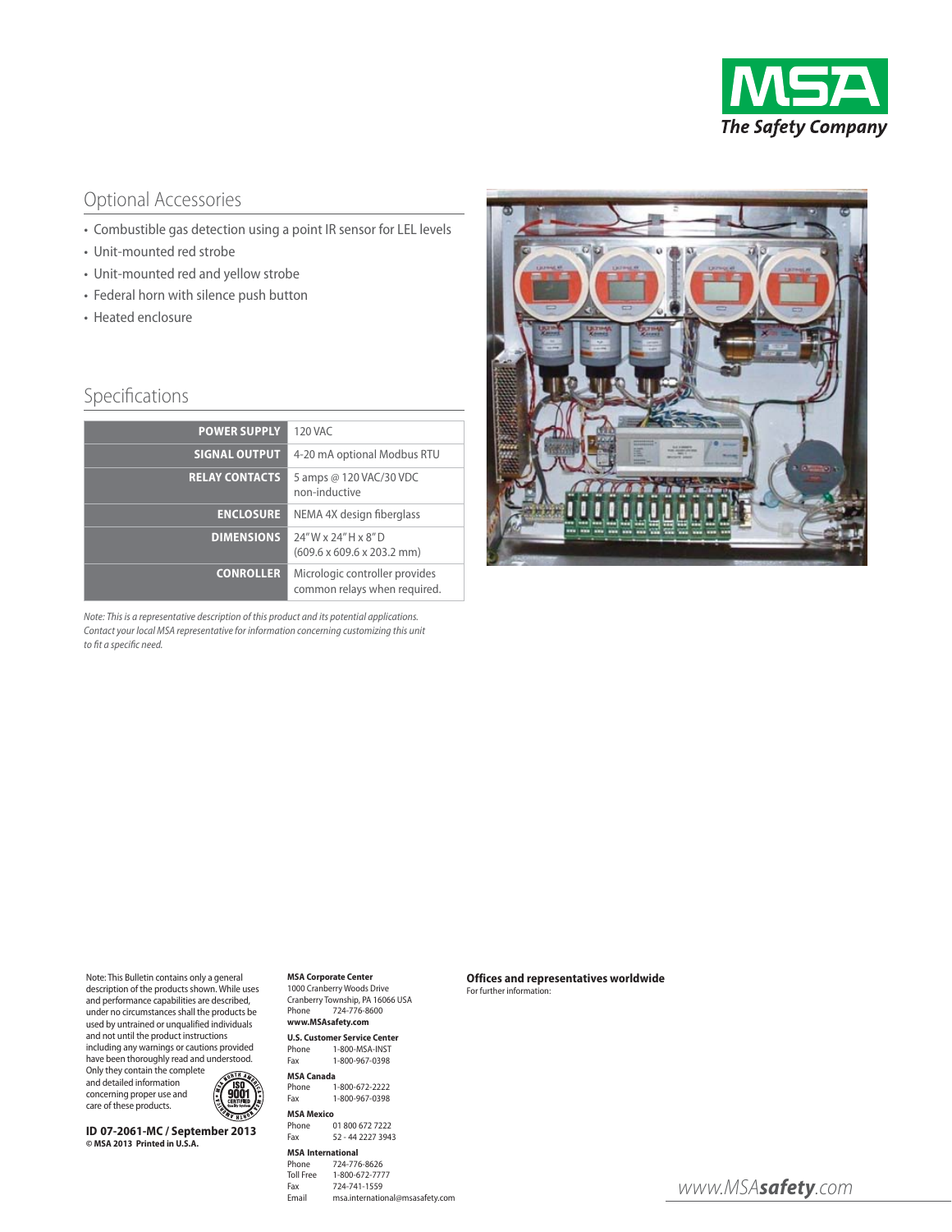## Optional Accessories

- Combustible gas detection using a point IR sensor for LEL levels
- Unit-mounted red strobe
- Unit-mounted red and yellow strobe
- Federal horn with silence push button
- Heated enclosure

## Specifications

| | |
|---|---|
| **POWER SUPPLY** | 120 VAC |
| **SIGNAL OUTPUT** | 4-20 mA optional Modbus RTU |
| **RELAY CONTACTS** | 5 amps @ 120 VAC/30 VDC non-inductive |
| **ENCLOSURE** | NEMA 4X design fiberglass |
| **DIMENSIONS** | 24" W x 24" H x 8" D (609.6 x 609.6 x 203.2 mm) |
| **CONROLLER** | Micrologic controller provides common relays when required. |

*Note: This is a representative description of this product and its potential applications. Contact your local MSA representative for information concerning customizing this unit to fit a specific need.*

Note: This Bulletin contains only a general description of the products shown. While uses and performance capabilities are described, under no circumstances shall the products be used by untrained or unqualified individuals and not until the product instructions including any warnings or cautions provided have been thoroughly read and understood. Only they contain the complete and detailed information concerning proper use and care of these products.

**ID 07-2061-MC / September 2013**
**© MSA 2013 Printed in U.S.A.**

**MSA Corporate Center**
1000 Cranberry Woods Drive
Cranberry Township, PA 16066 USA
Phone 724-776-8600
**www.MSAsafety.com**

**U.S. Customer Service Center**
Phone 1-800-MSA-INST
Fax 1-800-967-0398

**MSA Canada**
Phone 1-800-672-2222
Fax 1-800-967-0398

**MSA Mexico**
Phone 01 800 672 7222
Fax 52 - 44 2227 3943

**MSA International**
Phone 724-776-8626
Toll Free 1-800-672-7777
Fax 724-741-1559
Email msa.international@msasafety.com

**Offices and representatives worldwide**
For further information:

www.MSA**safety**.com